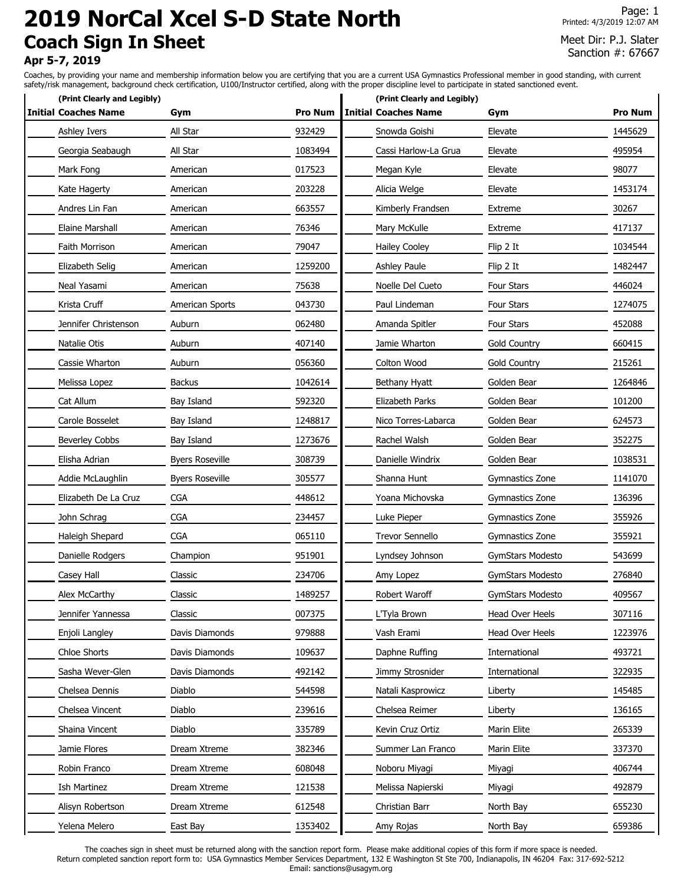# 2019 NorCal Xcel S-D State North

## Coach Sign In Sheet

**Apr 5-7, 2019**

Printed: 4/3/2019 12:07 AM

Meet Dir: P.J. Slater
Sanction #: 67667

Coaches, by providing your name and membership information below you are certifying that you are a current USA Gymnastics Professional member in good standing, with current safety/risk management, background check certification, U100/Instructor certified, along with the proper discipline level to participate in stated sanctioned event.

(Print Clearly and Legibly)

| Initial | Coaches Name | Gym | Pro Num |
|---|---|---|---|
| | Ashley Ivers | All Star | 932429 |
| | Georgia Seabaugh | All Star | 1083494 |
| | Mark Fong | American | 017523 |
| | Kate Hagerty | American | 203228 |
| | Andres Lin Fan | American | 663557 |
| | Elaine Marshall | American | 76346 |
| | Faith Morrison | American | 79047 |
| | Elizabeth Selig | American | 1259200 |
| | Neal Yasami | American | 75638 |
| | Krista Cruff | American Sports | 043730 |
| | Jennifer Christenson | Auburn | 062480 |
| | Natalie Otis | Auburn | 407140 |
| | Cassie Wharton | Auburn | 056360 |
| | Melissa Lopez | Backus | 1042614 |
| | Cat Allum | Bay Island | 592320 |
| | Carole Bosselet | Bay Island | 1248817 |
| | Beverley Cobbs | Bay Island | 1273676 |
| | Elisha Adrian | Byers Roseville | 308739 |
| | Addie McLaughlin | Byers Roseville | 305577 |
| | Elizabeth De La Cruz | CGA | 448612 |
| | John Schrag | CGA | 234457 |
| | Haleigh Shepard | CGA | 065110 |
| | Danielle Rodgers | Champion | 951901 |
| | Casey Hall | Classic | 234706 |
| | Alex McCarthy | Classic | 1489257 |
| | Jennifer Yannessa | Classic | 007375 |
| | Enjoli Langley | Davis Diamonds | 979888 |
| | Chloe Shorts | Davis Diamonds | 109637 |
| | Sasha Wever-Glen | Davis Diamonds | 492142 |
| | Chelsea Dennis | Diablo | 544598 |
| | Chelsea Vincent | Diablo | 239616 |
| | Shaina Vincent | Diablo | 335789 |
| | Jamie Flores | Dream Xtreme | 382346 |
| | Robin Franco | Dream Xtreme | 608048 |
| | Ish Martinez | Dream Xtreme | 121538 |
| | Alisyn Robertson | Dream Xtreme | 612548 |
| | Yelena Melero | East Bay | 1353402 |
| | Snowda Goishi | Elevate | 1445629 |
| | Cassi Harlow-La Grua | Elevate | 495954 |
| | Megan Kyle | Elevate | 98077 |
| | Alicia Welge | Elevate | 1453174 |
| | Kimberly Frandsen | Extreme | 30267 |
| | Mary McKulle | Extreme | 417137 |
| | Hailey Cooley | Flip 2 It | 1034544 |
| | Ashley Paule | Flip 2 It | 1482447 |
| | Noelle Del Cueto | Four Stars | 446024 |
| | Paul Lindeman | Four Stars | 1274075 |
| | Amanda Spitler | Four Stars | 452088 |
| | Jamie Wharton | Gold Country | 660415 |
| | Colton Wood | Gold Country | 215261 |
| | Bethany Hyatt | Golden Bear | 1264846 |
| | Elizabeth Parks | Golden Bear | 101200 |
| | Nico Torres-Labarca | Golden Bear | 624573 |
| | Rachel Walsh | Golden Bear | 352275 |
| | Danielle Windrix | Golden Bear | 1038531 |
| | Shanna Hunt | Gymnastics Zone | 1141070 |
| | Yoana Michovska | Gymnastics Zone | 136396 |
| | Luke Pieper | Gymnastics Zone | 355926 |
| | Trevor Sennello | Gymnastics Zone | 355921 |
| | Lyndsey Johnson | GymStars Modesto | 543699 |
| | Amy Lopez | GymStars Modesto | 276840 |
| | Robert Waroff | GymStars Modesto | 409567 |
| | L'Tyla Brown | Head Over Heels | 307116 |
| | Vash Erami | Head Over Heels | 1223976 |
| | Daphne Ruffing | International | 493721 |
| | Jimmy Strosnider | International | 322935 |
| | Natali Kasprowicz | Liberty | 145485 |
| | Chelsea Reimer | Liberty | 136165 |
| | Kevin Cruz Ortiz | Marin Elite | 265339 |
| | Summer Lan Franco | Marin Elite | 337370 |
| | Noboru Miyagi | Miyagi | 406744 |
| | Melissa Napierski | Miyagi | 492879 |
| | Christian Barr | North Bay | 655230 |
| | Amy Rojas | North Bay | 659386 |

The coaches sign in sheet must be returned along with the sanction report form. Please make additional copies of this form if more space is needed.
Return completed sanction report form to: USA Gymnastics Member Services Department, 132 E Washington St Ste 700, Indianapolis, IN 46204 Fax: 317-692-5212
Email: sanctions@usagym.org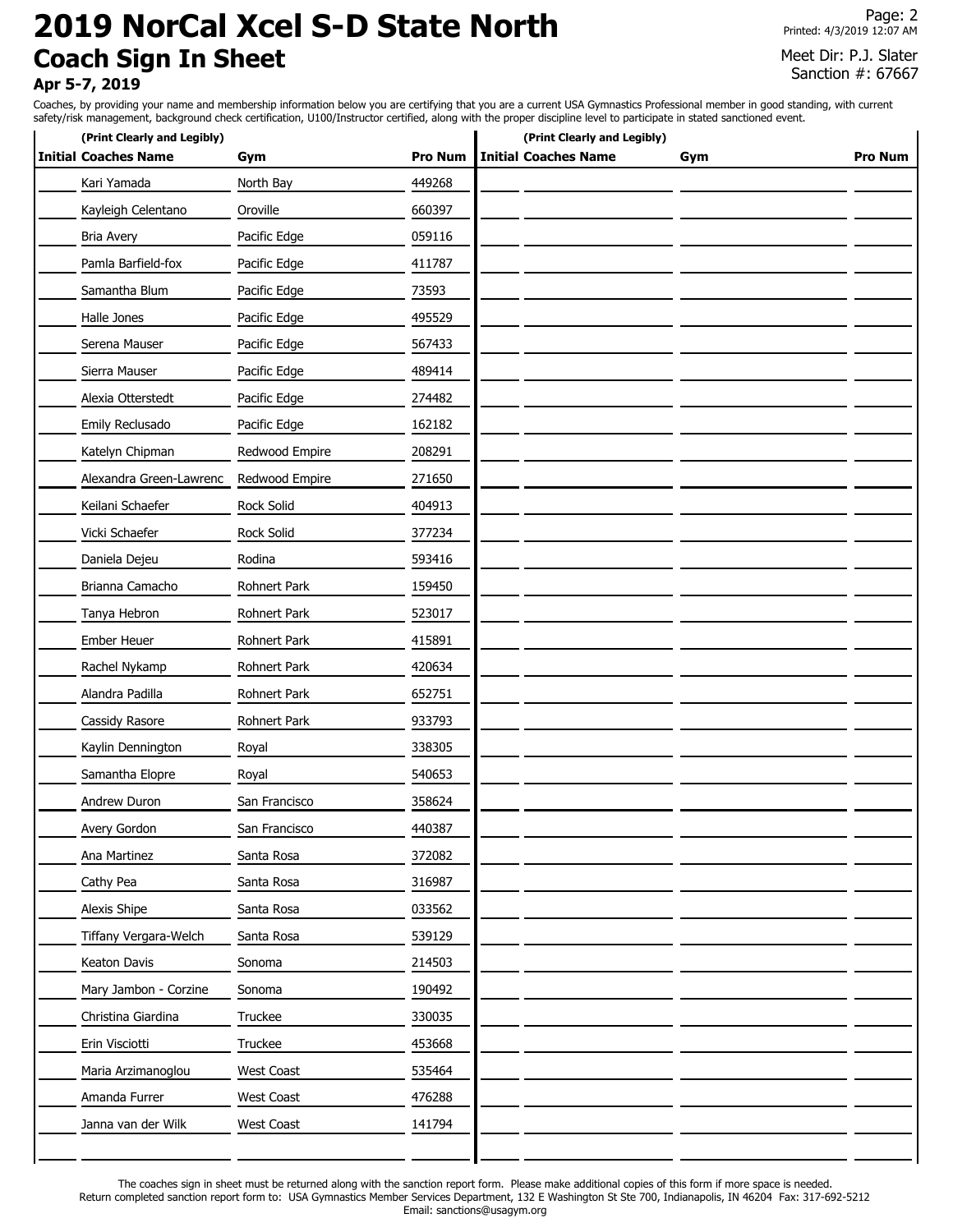# 2019 NorCal Xcel S-D State North

## Coach Sign In Sheet

**Apr 5-7, 2019**

Printed: 4/3/2019 12:07 AM

Meet Dir: P.J. Slater
Sanction #: 67667

Coaches, by providing your name and membership information below you are certifying that you are a current USA Gymnastics Professional member in good standing, with current safety/risk management, background check certification, U100/Instructor certified, along with the proper discipline level to participate in stated sanctioned event.

**(Print Clearly and Legibly)**

| Initial | Coaches Name | Gym | Pro Num |
|---|---|---|---|
| | Kari Yamada | North Bay | 449268 |
| | Kayleigh Celentano | Oroville | 660397 |
| | Bria Avery | Pacific Edge | 059116 |
| | Pamla Barfield-fox | Pacific Edge | 411787 |
| | Samantha Blum | Pacific Edge | 73593 |
| | Halle Jones | Pacific Edge | 495529 |
| | Serena Mauser | Pacific Edge | 567433 |
| | Sierra Mauser | Pacific Edge | 489414 |
| | Alexia Otterstedt | Pacific Edge | 274482 |
| | Emily Reclusado | Pacific Edge | 162182 |
| | Katelyn Chipman | Redwood Empire | 208291 |
| | Alexandra Green-Lawrenc | Redwood Empire | 271650 |
| | Keilani Schaefer | Rock Solid | 404913 |
| | Vicki Schaefer | Rock Solid | 377234 |
| | Daniela Dejeu | Rodina | 593416 |
| | Brianna Camacho | Rohnert Park | 159450 |
| | Tanya Hebron | Rohnert Park | 523017 |
| | Ember Heuer | Rohnert Park | 415891 |
| | Rachel Nykamp | Rohnert Park | 420634 |
| | Alandra Padilla | Rohnert Park | 652751 |
| | Cassidy Rasore | Rohnert Park | 933793 |
| | Kaylin Dennington | Royal | 338305 |
| | Samantha Elopre | Royal | 540653 |
| | Andrew Duron | San Francisco | 358624 |
| | Avery Gordon | San Francisco | 440387 |
| | Ana Martinez | Santa Rosa | 372082 |
| | Cathy Pea | Santa Rosa | 316987 |
| | Alexis Shipe | Santa Rosa | 033562 |
| | Tiffany Vergara-Welch | Santa Rosa | 539129 |
| | Keaton Davis | Sonoma | 214503 |
| | Mary Jambon - Corzine | Sonoma | 190492 |
| | Christina Giardina | Truckee | 330035 |
| | Erin Visciotti | Truckee | 453668 |
| | Maria Arzimanoglou | West Coast | 535464 |
| | Amanda Furrer | West Coast | 476288 |
| | Janna van der Wilk | West Coast | 141794 |
| | | | |

The coaches sign in sheet must be returned along with the sanction report form. Please make additional copies of this form if more space is needed.
Return completed sanction report form to: USA Gymnastics Member Services Department, 132 E Washington St Ste 700, Indianapolis, IN 46204 Fax: 317-692-5212
Email: sanctions@usagym.org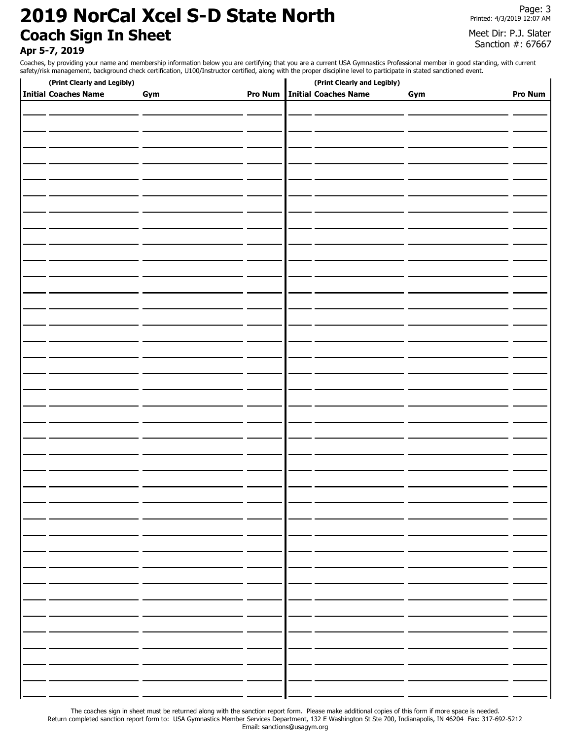# 2019 NorCal Xcel S-D State North

## Coach Sign In Sheet

**Apr 5-7, 2019**

Printed: 4/3/2019 12:07 AM

Meet Dir: P.J. Slater
Sanction #: 67667

Coaches, by providing your name and membership information below you are certifying that you are a current USA Gymnastics Professional member in good standing, with current safety/risk management, background check certification, U100/Instructor certified, along with the proper discipline level to participate in stated sanctioned event.

| | (Print Clearly and Legibly) | | | | (Print Clearly and Legibly) | | |
|---|---|---|---|---|---|---|---|
| **Initial** | **Coaches Name** | **Gym** | **Pro Num** | **Initial** | **Coaches Name** | **Gym** | **Pro Num** |
| | | | | | | | |
| | | | | | | | |
| | | | | | | | |
| | | | | | | | |
| | | | | | | | |
| | | | | | | | |
| | | | | | | | |
| | | | | | | | |
| | | | | | | | |
| | | | | | | | |
| | | | | | | | |
| | | | | | | | |
| | | | | | | | |
| | | | | | | | |
| | | | | | | | |
| | | | | | | | |
| | | | | | | | |
| | | | | | | | |
| | | | | | | | |
| | | | | | | | |
| | | | | | | | |
| | | | | | | | |
| | | | | | | | |
| | | | | | | | |
| | | | | | | | |
| | | | | | | | |
| | | | | | | | |
| | | | | | | | |
| | | | | | | | |
| | | | | | | | |
| | | | | | | | |
| | | | | | | | |
| | | | | | | | |
| | | | | | | | |
| | | | | | | | |
| | | | | | | | |
| | | | | | | | |

The coaches sign in sheet must be returned along with the sanction report form. Please make additional copies of this form if more space is needed.
Return completed sanction report form to: USA Gymnastics Member Services Department, 132 E Washington St Ste 700, Indianapolis, IN 46204 Fax: 317-692-5212
Email: sanctions@usagym.org